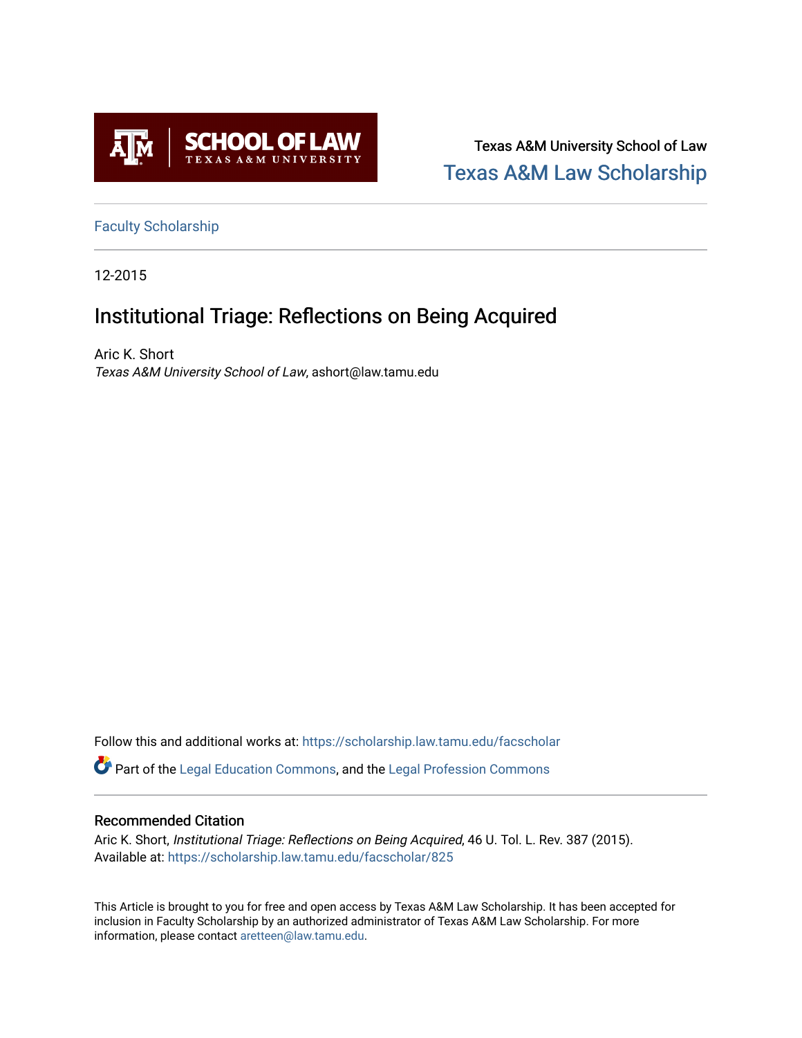Texas A&M University School of Law

Texas A&M Law Scholarship

Faculty Scholarship

12-2015

# Institutional Triage: Reflections on Being Acquired

Aric K. Short

*Texas A&M University School of Law*, ashort@law.tamu.edu

Follow this and additional works at: https://scholarship.law.tamu.edu/facscholar

Part of the Legal Education Commons, and the Legal Profession Commons

## Recommended Citation

Aric K. Short, *Institutional Triage: Reflections on Being Acquired*, 46 U. Tol. L. Rev. 387 (2015).
Available at: https://scholarship.law.tamu.edu/facscholar/825

This Article is brought to you for free and open access by Texas A&M Law Scholarship. It has been accepted for inclusion in Faculty Scholarship by an authorized administrator of Texas A&M Law Scholarship. For more information, please contact aretteen@law.tamu.edu.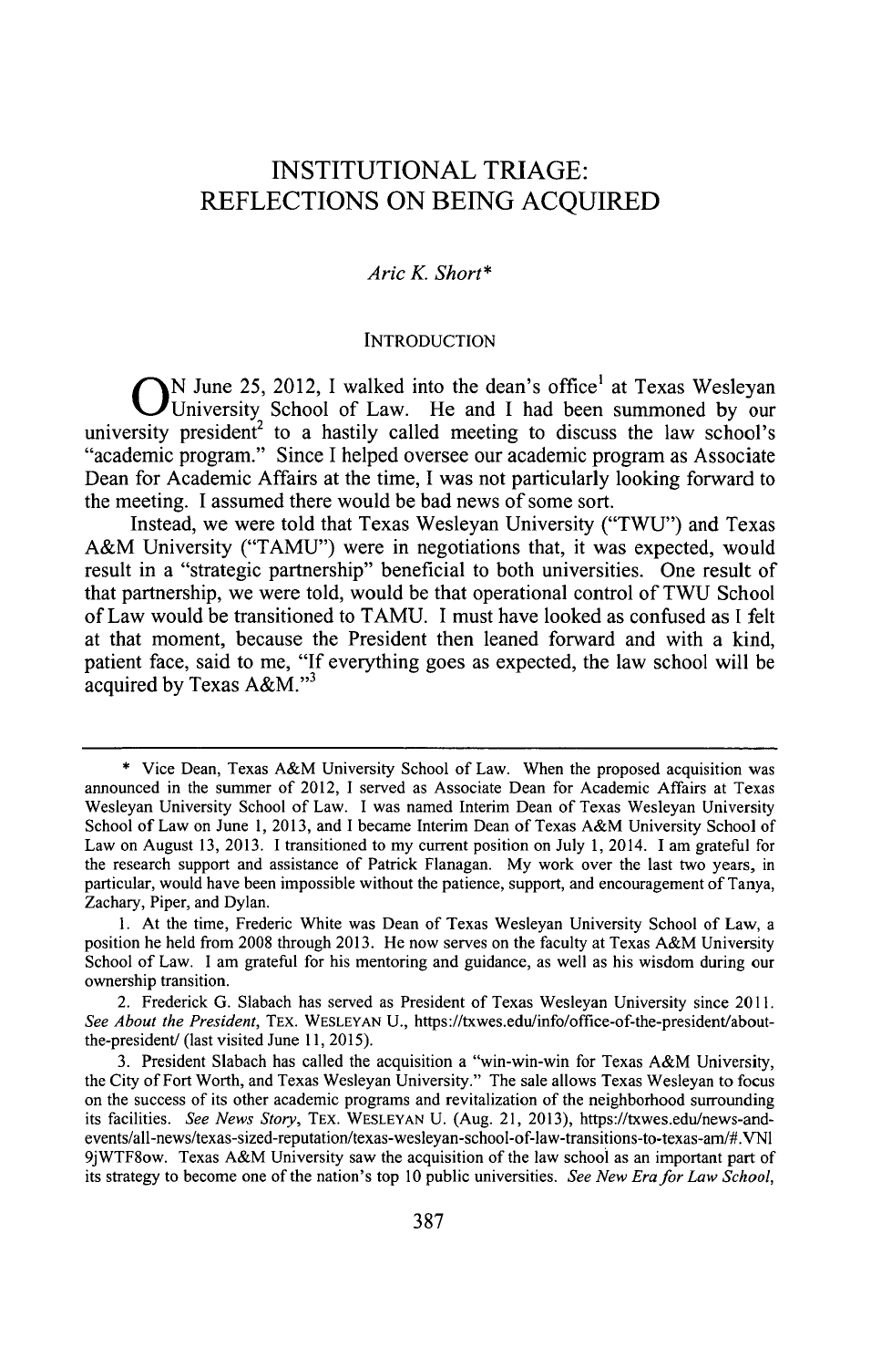# INSTITUTIONAL TRIAGE: REFLECTIONS ON BEING ACQUIRED

*Aric K. Short\**

## INTRODUCTION

ON June 25, 2012, I walked into the dean's office[1] at Texas Wesleyan University School of Law. He and I had been summoned by our university president[2] to a hastily called meeting to discuss the law school's "academic program." Since I helped oversee our academic program as Associate Dean for Academic Affairs at the time, I was not particularly looking forward to the meeting. I assumed there would be bad news of some sort.

Instead, we were told that Texas Wesleyan University ("TWU") and Texas A&M University ("TAMU") were in negotiations that, it was expected, would result in a "strategic partnership" beneficial to both universities. One result of that partnership, we were told, would be that operational control of TWU School of Law would be transitioned to TAMU. I must have looked as confused as I felt at that moment, because the President then leaned forward and with a kind, patient face, said to me, "If everything goes as expected, the law school will be acquired by Texas A&M."[3]

---

\* Vice Dean, Texas A&M University School of Law. When the proposed acquisition was announced in the summer of 2012, I served as Associate Dean for Academic Affairs at Texas Wesleyan University School of Law. I was named Interim Dean of Texas Wesleyan University School of Law on June 1, 2013, and I became Interim Dean of Texas A&M University School of Law on August 13, 2013. I transitioned to my current position on July 1, 2014. I am grateful for the research support and assistance of Patrick Flanagan. My work over the last two years, in particular, would have been impossible without the patience, support, and encouragement of Tanya, Zachary, Piper, and Dylan.

1. At the time, Frederic White was Dean of Texas Wesleyan University School of Law, a position he held from 2008 through 2013. He now serves on the faculty at Texas A&M University School of Law. I am grateful for his mentoring and guidance, as well as his wisdom during our ownership transition.

2. Frederick G. Slabach has served as President of Texas Wesleyan University since 2011. *See About the President*, TEX. WESLEYAN U., https://txwes.edu/info/office-of-the-president/about-the-president/ (last visited June 11, 2015).

3. President Slabach has called the acquisition a "win-win-win for Texas A&M University, the City of Fort Worth, and Texas Wesleyan University." The sale allows Texas Wesleyan to focus on the success of its other academic programs and revitalization of the neighborhood surrounding its facilities. *See News Story*, TEX. WESLEYAN U. (Aug. 21, 2013), https://txwes.edu/news-and-events/all-news/texas-sized-reputation/texas-wesleyan-school-of-law-transitions-to-texas-am/#.VNl9jWTF8ow. Texas A&M University saw the acquisition of the law school as an important part of its strategy to become one of the nation's top 10 public universities. *See New Era for Law School*,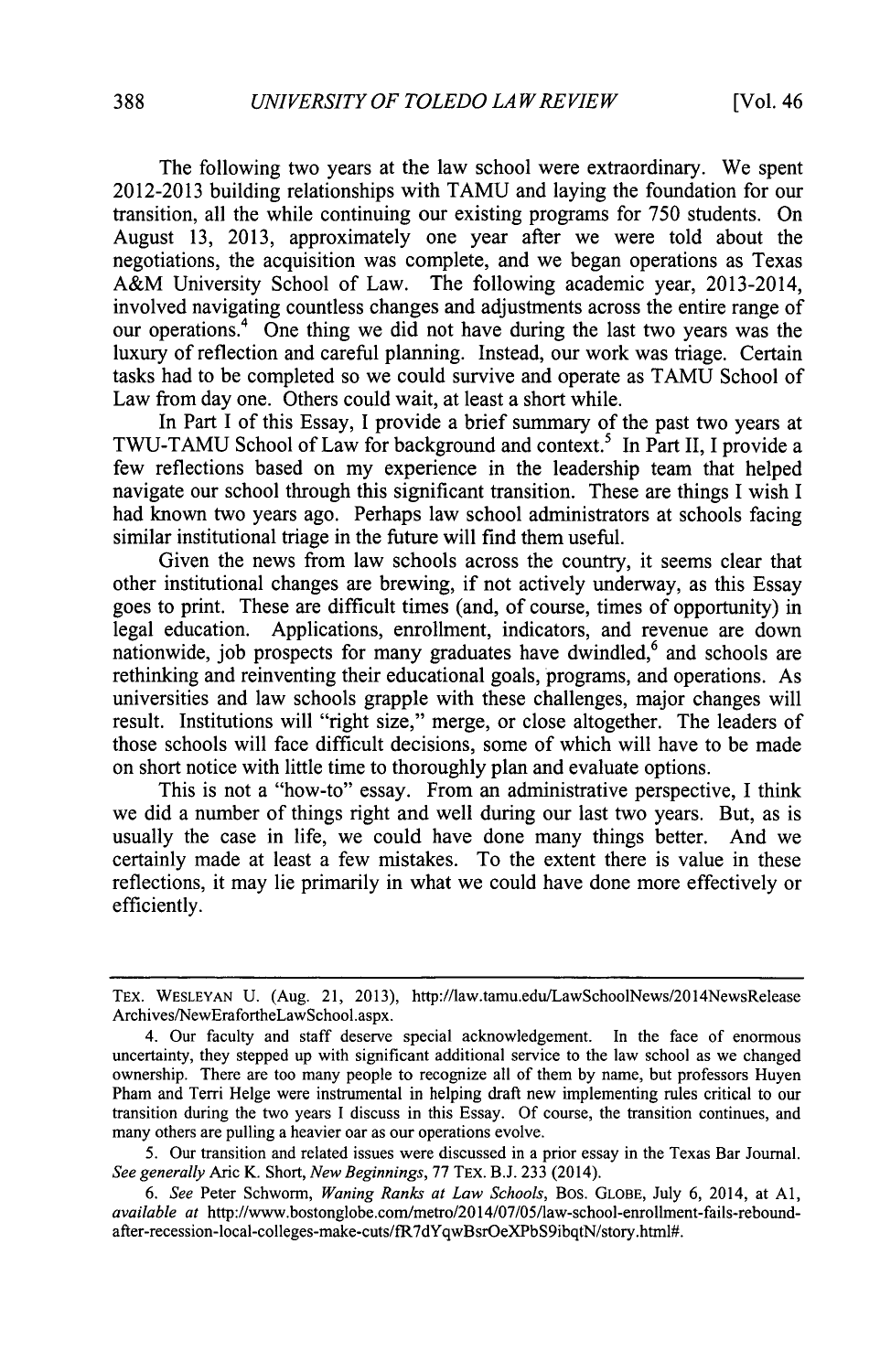The following two years at the law school were extraordinary. We spent 2012-2013 building relationships with TAMU and laying the foundation for our transition, all the while continuing our existing programs for 750 students. On August 13, 2013, approximately one year after we were told about the negotiations, the acquisition was complete, and we began operations as Texas A&M University School of Law. The following academic year, 2013-2014, involved navigating countless changes and adjustments across the entire range of our operations.[4] One thing we did not have during the last two years was the luxury of reflection and careful planning. Instead, our work was triage. Certain tasks had to be completed so we could survive and operate as TAMU School of Law from day one. Others could wait, at least a short while.

In Part I of this Essay, I provide a brief summary of the past two years at TWU-TAMU School of Law for background and context.[5] In Part II, I provide a few reflections based on my experience in the leadership team that helped navigate our school through this significant transition. These are things I wish I had known two years ago. Perhaps law school administrators at schools facing similar institutional triage in the future will find them useful.

Given the news from law schools across the country, it seems clear that other institutional changes are brewing, if not actively underway, as this Essay goes to print. These are difficult times (and, of course, times of opportunity) in legal education. Applications, enrollment, indicators, and revenue are down nationwide, job prospects for many graduates have dwindled,[6] and schools are rethinking and reinventing their educational goals, programs, and operations. As universities and law schools grapple with these challenges, major changes will result. Institutions will "right size," merge, or close altogether. The leaders of those schools will face difficult decisions, some of which will have to be made on short notice with little time to thoroughly plan and evaluate options.

This is not a "how-to" essay. From an administrative perspective, I think we did a number of things right and well during our last two years. But, as is usually the case in life, we could have done many things better. And we certainly made at least a few mistakes. To the extent there is value in these reflections, it may lie primarily in what we could have done more effectively or efficiently.

---

TEX. WESLEYAN U. (Aug. 21, 2013), http://law.tamu.edu/LawSchoolNews/2014NewsReleaseArchives/NewErafortheLawSchool.aspx.

4. Our faculty and staff deserve special acknowledgement. In the face of enormous uncertainty, they stepped up with significant additional service to the law school as we changed ownership. There are too many people to recognize all of them by name, but professors Huyen Pham and Terri Helge were instrumental in helping draft new implementing rules critical to our transition during the two years I discuss in this Essay. Of course, the transition continues, and many others are pulling a heavier oar as our operations evolve.

5. Our transition and related issues were discussed in a prior essay in the Texas Bar Journal. *See generally* Aric K. Short, *New Beginnings*, 77 TEX. B.J. 233 (2014).

6. *See* Peter Schworm, *Waning Ranks at Law Schools*, BOS. GLOBE, July 6, 2014, at A1, *available at* http://www.bostonglobe.com/metro/2014/07/05/law-school-enrollment-fails-rebound-after-recession-local-colleges-make-cuts/fR7dYqwBsrOeXPbS9ibqtN/story.html#.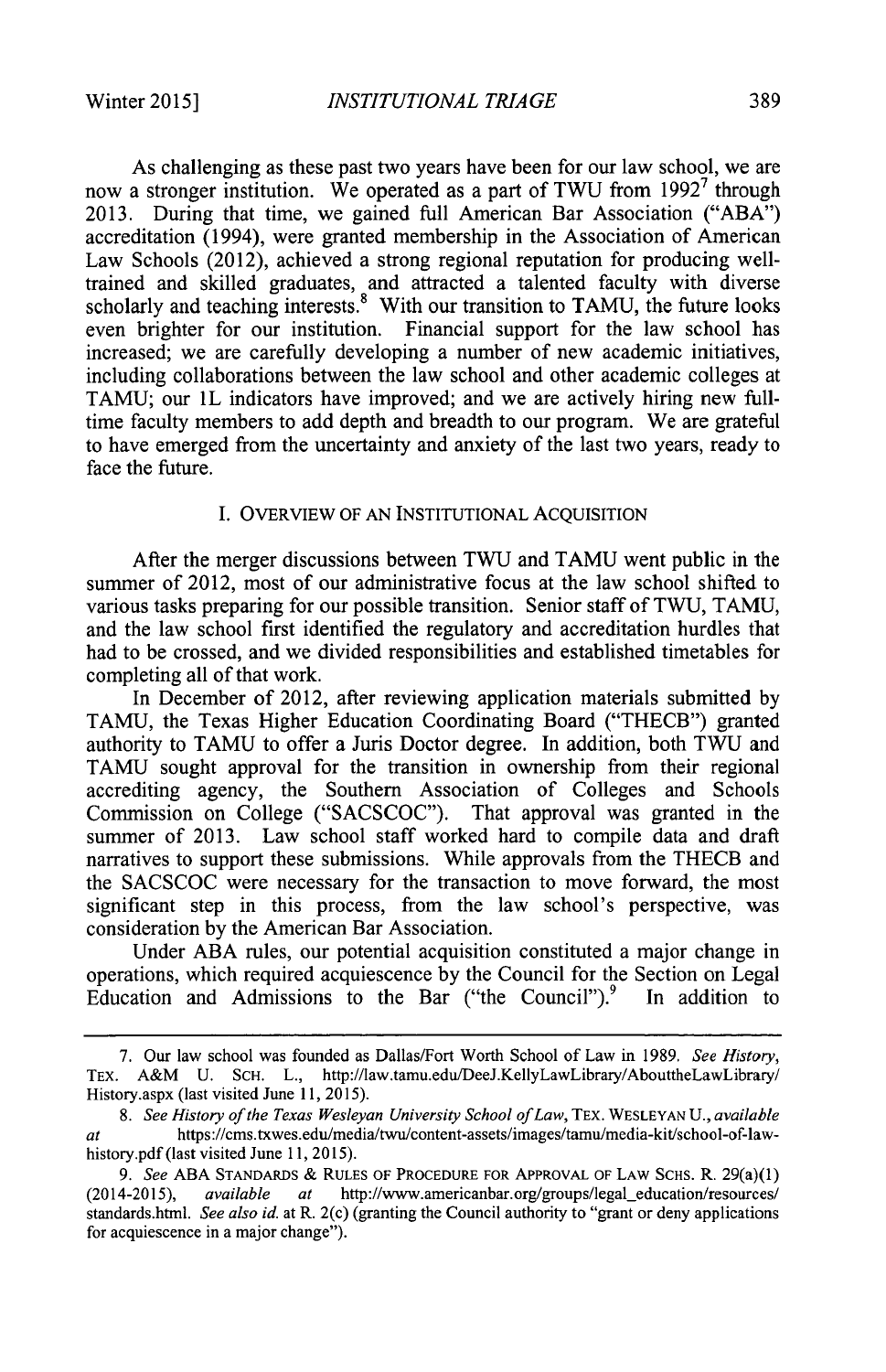As challenging as these past two years have been for our law school, we are now a stronger institution. We operated as a part of TWU from 1992[7] through 2013. During that time, we gained full American Bar Association ("ABA") accreditation (1994), were granted membership in the Association of American Law Schools (2012), achieved a strong regional reputation for producing well-trained and skilled graduates, and attracted a talented faculty with diverse scholarly and teaching interests.[8] With our transition to TAMU, the future looks even brighter for our institution. Financial support for the law school has increased; we are carefully developing a number of new academic initiatives, including collaborations between the law school and other academic colleges at TAMU; our 1L indicators have improved; and we are actively hiring new full-time faculty members to add depth and breadth to our program. We are grateful to have emerged from the uncertainty and anxiety of the last two years, ready to face the future.

## I. OVERVIEW OF AN INSTITUTIONAL ACQUISITION

After the merger discussions between TWU and TAMU went public in the summer of 2012, most of our administrative focus at the law school shifted to various tasks preparing for our possible transition. Senior staff of TWU, TAMU, and the law school first identified the regulatory and accreditation hurdles that had to be crossed, and we divided responsibilities and established timetables for completing all of that work.

In December of 2012, after reviewing application materials submitted by TAMU, the Texas Higher Education Coordinating Board ("THECB") granted authority to TAMU to offer a Juris Doctor degree. In addition, both TWU and TAMU sought approval for the transition in ownership from their regional accrediting agency, the Southern Association of Colleges and Schools Commission on College ("SACSCOC"). That approval was granted in the summer of 2013. Law school staff worked hard to compile data and draft narratives to support these submissions. While approvals from the THECB and the SACSCOC were necessary for the transaction to move forward, the most significant step in this process, from the law school's perspective, was consideration by the American Bar Association.

Under ABA rules, our potential acquisition constituted a major change in operations, which required acquiescence by the Council for the Section on Legal Education and Admissions to the Bar ("the Council").[9] In addition to

---

7. Our law school was founded as Dallas/Fort Worth School of Law in 1989. *See History*, TEX. A&M U. SCH. L., http://law.tamu.edu/DeeJ.KellyLawLibrary/AbouttheLawLibrary/History.aspx (last visited June 11, 2015).

8. *See History of the Texas Wesleyan University School of Law*, TEX. WESLEYAN U., *available at* https://cms.txwes.edu/media/twu/content-assets/images/tamu/media-kit/school-of-law-history.pdf (last visited June 11, 2015).

9. *See* ABA STANDARDS & RULES OF PROCEDURE FOR APPROVAL OF LAW SCHS. R. 29(a)(1) (2014-2015), *available at* http://www.americanbar.org/groups/legal_education/resources/standards.html. *See also id.* at R. 2(c) (granting the Council authority to "grant or deny applications for acquiescence in a major change").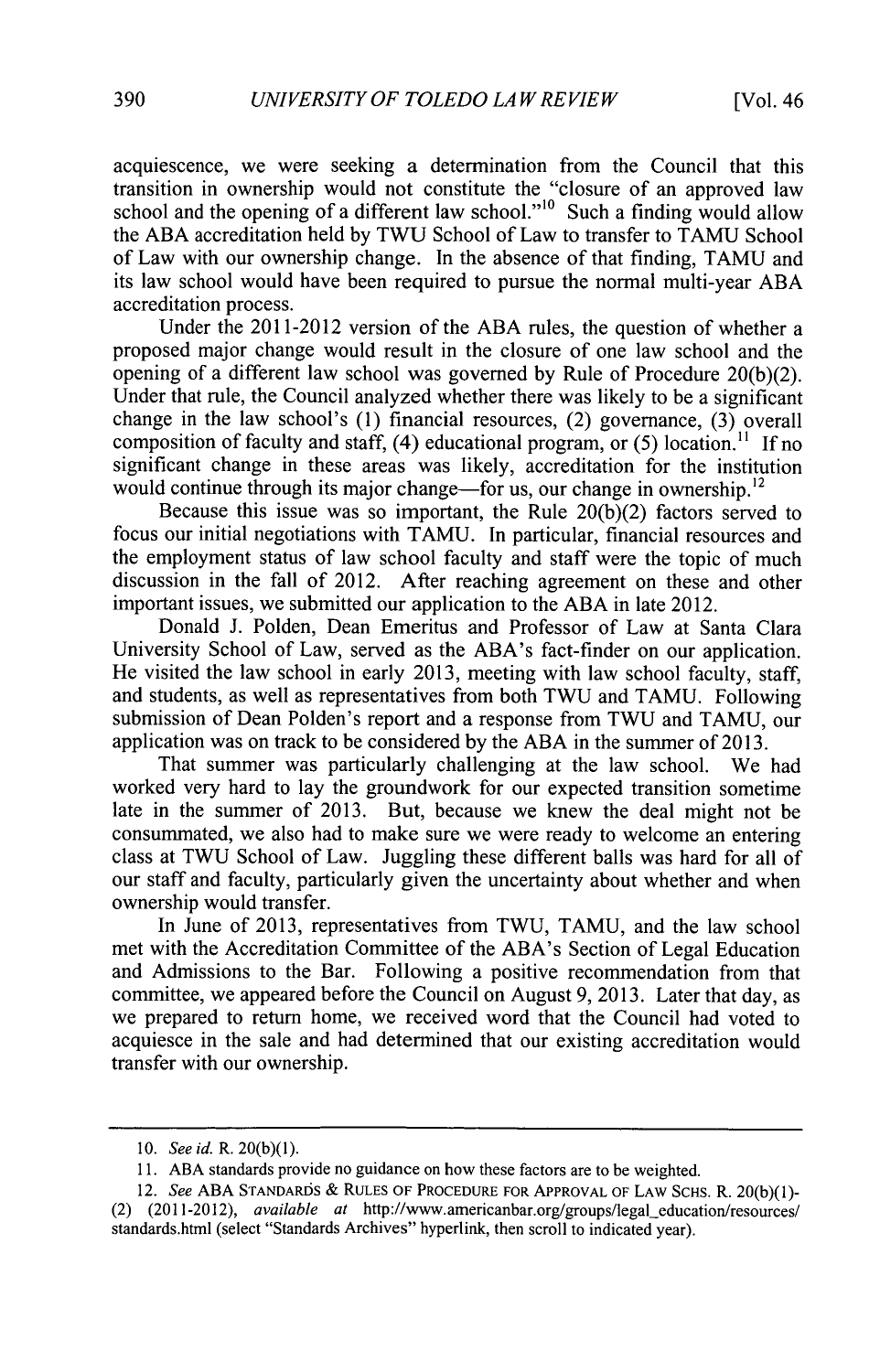acquiescence, we were seeking a determination from the Council that this transition in ownership would not constitute the "closure of an approved law school and the opening of a different law school."[10] Such a finding would allow the ABA accreditation held by TWU School of Law to transfer to TAMU School of Law with our ownership change. In the absence of that finding, TAMU and its law school would have been required to pursue the normal multi-year ABA accreditation process.

Under the 2011-2012 version of the ABA rules, the question of whether a proposed major change would result in the closure of one law school and the opening of a different law school was governed by Rule of Procedure 20(b)(2). Under that rule, the Council analyzed whether there was likely to be a significant change in the law school's (1) financial resources, (2) governance, (3) overall composition of faculty and staff, (4) educational program, or (5) location.[11] If no significant change in these areas was likely, accreditation for the institution would continue through its major change—for us, our change in ownership.[12]

Because this issue was so important, the Rule 20(b)(2) factors served to focus our initial negotiations with TAMU. In particular, financial resources and the employment status of law school faculty and staff were the topic of much discussion in the fall of 2012. After reaching agreement on these and other important issues, we submitted our application to the ABA in late 2012.

Donald J. Polden, Dean Emeritus and Professor of Law at Santa Clara University School of Law, served as the ABA's fact-finder on our application. He visited the law school in early 2013, meeting with law school faculty, staff, and students, as well as representatives from both TWU and TAMU. Following submission of Dean Polden's report and a response from TWU and TAMU, our application was on track to be considered by the ABA in the summer of 2013.

That summer was particularly challenging at the law school. We had worked very hard to lay the groundwork for our expected transition sometime late in the summer of 2013. But, because we knew the deal might not be consummated, we also had to make sure we were ready to welcome an entering class at TWU School of Law. Juggling these different balls was hard for all of our staff and faculty, particularly given the uncertainty about whether and when ownership would transfer.

In June of 2013, representatives from TWU, TAMU, and the law school met with the Accreditation Committee of the ABA's Section of Legal Education and Admissions to the Bar. Following a positive recommendation from that committee, we appeared before the Council on August 9, 2013. Later that day, as we prepared to return home, we received word that the Council had voted to acquiesce in the sale and had determined that our existing accreditation would transfer with our ownership.

---

10. *See id.* R. 20(b)(1).

11. ABA standards provide no guidance on how these factors are to be weighted.

12. *See* ABA STANDARDS & RULES OF PROCEDURE FOR APPROVAL OF LAW SCHS. R. 20(b)(1)-(2) (2011-2012), *available at* http://www.americanbar.org/groups/legal_education/resources/standards.html (select "Standards Archives" hyperlink, then scroll to indicated year).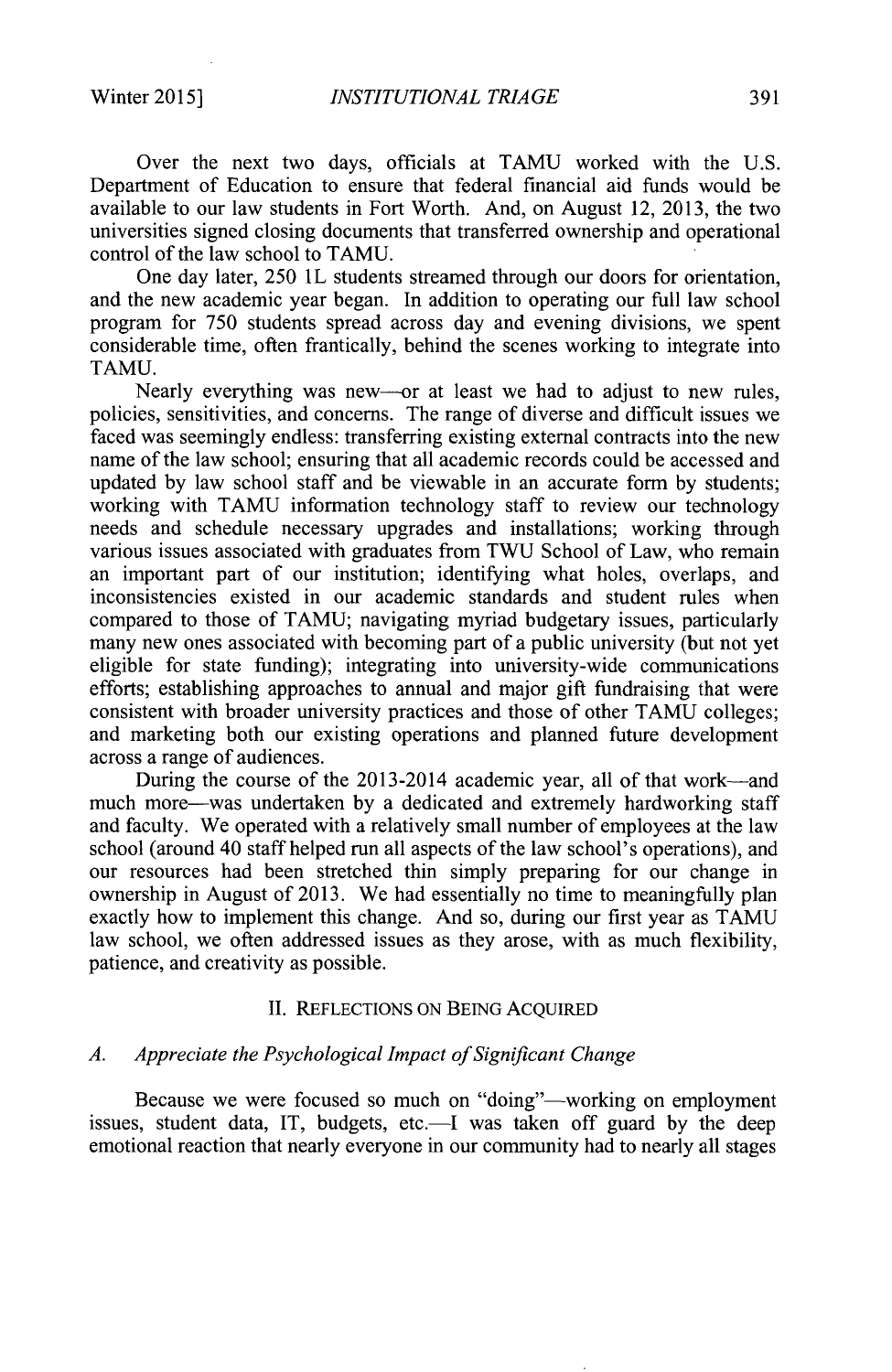Over the next two days, officials at TAMU worked with the U.S. Department of Education to ensure that federal financial aid funds would be available to our law students in Fort Worth. And, on August 12, 2013, the two universities signed closing documents that transferred ownership and operational control of the law school to TAMU.

One day later, 250 1L students streamed through our doors for orientation, and the new academic year began. In addition to operating our full law school program for 750 students spread across day and evening divisions, we spent considerable time, often frantically, behind the scenes working to integrate into TAMU.

Nearly everything was new—or at least we had to adjust to new rules, policies, sensitivities, and concerns. The range of diverse and difficult issues we faced was seemingly endless: transferring existing external contracts into the new name of the law school; ensuring that all academic records could be accessed and updated by law school staff and be viewable in an accurate form by students; working with TAMU information technology staff to review our technology needs and schedule necessary upgrades and installations; working through various issues associated with graduates from TWU School of Law, who remain an important part of our institution; identifying what holes, overlaps, and inconsistencies existed in our academic standards and student rules when compared to those of TAMU; navigating myriad budgetary issues, particularly many new ones associated with becoming part of a public university (but not yet eligible for state funding); integrating into university-wide communications efforts; establishing approaches to annual and major gift fundraising that were consistent with broader university practices and those of other TAMU colleges; and marketing both our existing operations and planned future development across a range of audiences.

During the course of the 2013-2014 academic year, all of that work—and much more—was undertaken by a dedicated and extremely hardworking staff and faculty. We operated with a relatively small number of employees at the law school (around 40 staff helped run all aspects of the law school's operations), and our resources had been stretched thin simply preparing for our change in ownership in August of 2013. We had essentially no time to meaningfully plan exactly how to implement this change. And so, during our first year as TAMU law school, we often addressed issues as they arose, with as much flexibility, patience, and creativity as possible.

## II. Reflections on Being Acquired

### A. *Appreciate the Psychological Impact of Significant Change*

Because we were focused so much on "doing"—working on employment issues, student data, IT, budgets, etc.—I was taken off guard by the deep emotional reaction that nearly everyone in our community had to nearly all stages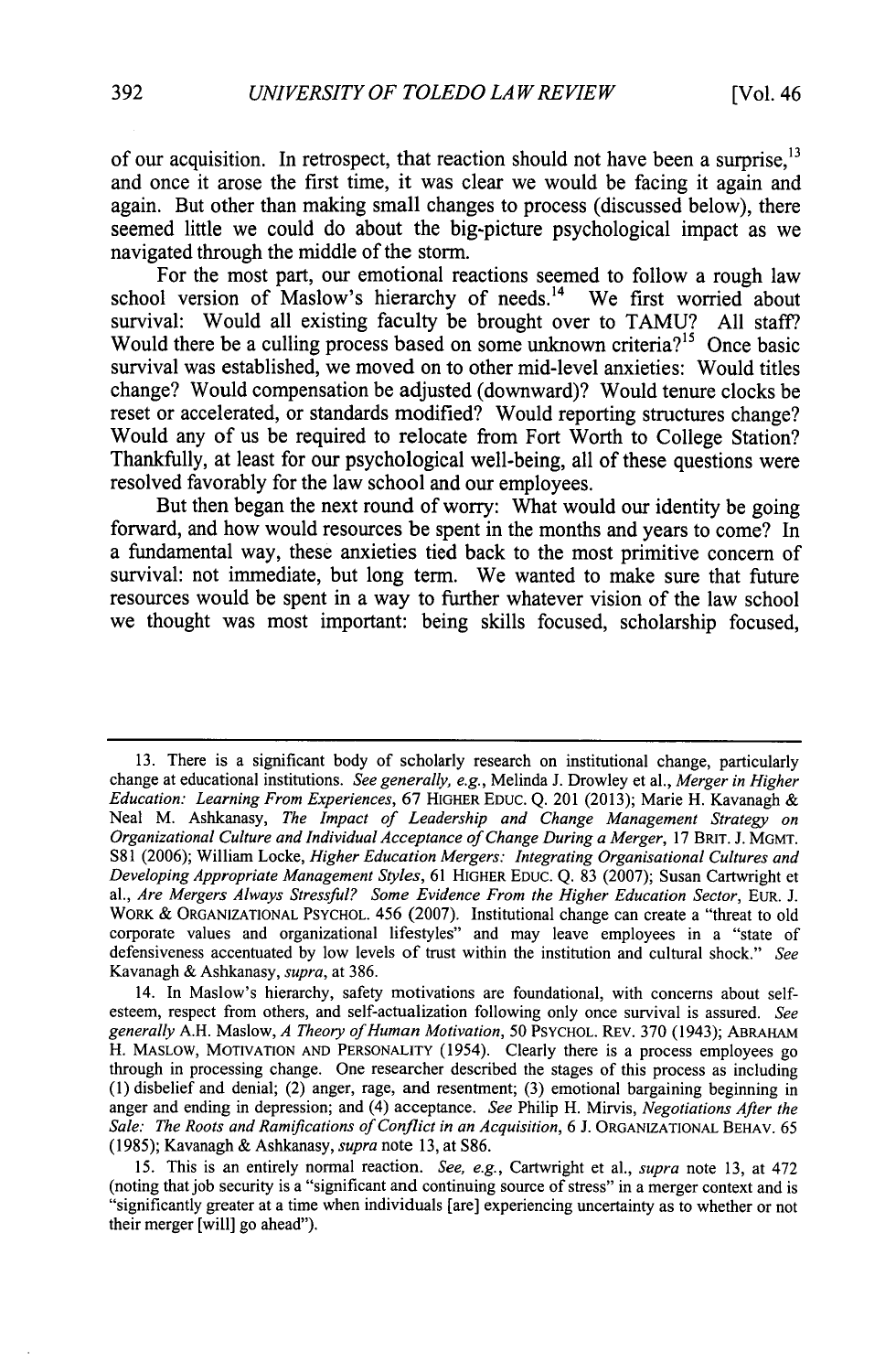of our acquisition. In retrospect, that reaction should not have been a surprise,[13] and once it arose the first time, it was clear we would be facing it again and again. But other than making small changes to process (discussed below), there seemed little we could do about the big-picture psychological impact as we navigated through the middle of the storm.

For the most part, our emotional reactions seemed to follow a rough law school version of Maslow's hierarchy of needs.[14] We first worried about survival: Would all existing faculty be brought over to TAMU? All staff? Would there be a culling process based on some unknown criteria?[15] Once basic survival was established, we moved on to other mid-level anxieties: Would titles change? Would compensation be adjusted (downward)? Would tenure clocks be reset or accelerated, or standards modified? Would reporting structures change? Would any of us be required to relocate from Fort Worth to College Station? Thankfully, at least for our psychological well-being, all of these questions were resolved favorably for the law school and our employees.

But then began the next round of worry: What would our identity be going forward, and how would resources be spent in the months and years to come? In a fundamental way, these anxieties tied back to the most primitive concern of survival: not immediate, but long term. We wanted to make sure that future resources would be spent in a way to further whatever vision of the law school we thought was most important: being skills focused, scholarship focused,

---

13. There is a significant body of scholarly research on institutional change, particularly change at educational institutions. *See generally, e.g.*, Melinda J. Drowley et al., *Merger in Higher Education: Learning From Experiences*, 67 HIGHER EDUC. Q. 201 (2013); Marie H. Kavanagh & Neal M. Ashkanasy, *The Impact of Leadership and Change Management Strategy on Organizational Culture and Individual Acceptance of Change During a Merger*, 17 BRIT. J. MGMT. S81 (2006); William Locke, *Higher Education Mergers: Integrating Organisational Cultures and Developing Appropriate Management Styles*, 61 HIGHER EDUC. Q. 83 (2007); Susan Cartwright et al., *Are Mergers Always Stressful? Some Evidence From the Higher Education Sector*, EUR. J. WORK & ORGANIZATIONAL PSYCHOL. 456 (2007). Institutional change can create a "threat to old corporate values and organizational lifestyles" and may leave employees in a "state of defensiveness accentuated by low levels of trust within the institution and cultural shock." *See* Kavanagh & Ashkanasy, *supra*, at 386.

14. In Maslow's hierarchy, safety motivations are foundational, with concerns about self-esteem, respect from others, and self-actualization following only once survival is assured. *See generally* A.H. Maslow, *A Theory of Human Motivation*, 50 PSYCHOL. REV. 370 (1943); ABRAHAM H. MASLOW, MOTIVATION AND PERSONALITY (1954). Clearly there is a process employees go through in processing change. One researcher described the stages of this process as including (1) disbelief and denial; (2) anger, rage, and resentment; (3) emotional bargaining beginning in anger and ending in depression; and (4) acceptance. *See* Philip H. Mirvis, *Negotiations After the Sale: The Roots and Ramifications of Conflict in an Acquisition*, 6 J. ORGANIZATIONAL BEHAV. 65 (1985); Kavanagh & Ashkanasy, *supra* note 13, at S86.

15. This is an entirely normal reaction. *See, e.g.*, Cartwright et al., *supra* note 13, at 472 (noting that job security is a "significant and continuing source of stress" in a merger context and is "significantly greater at a time when individuals [are] experiencing uncertainty as to whether or not their merger [will] go ahead").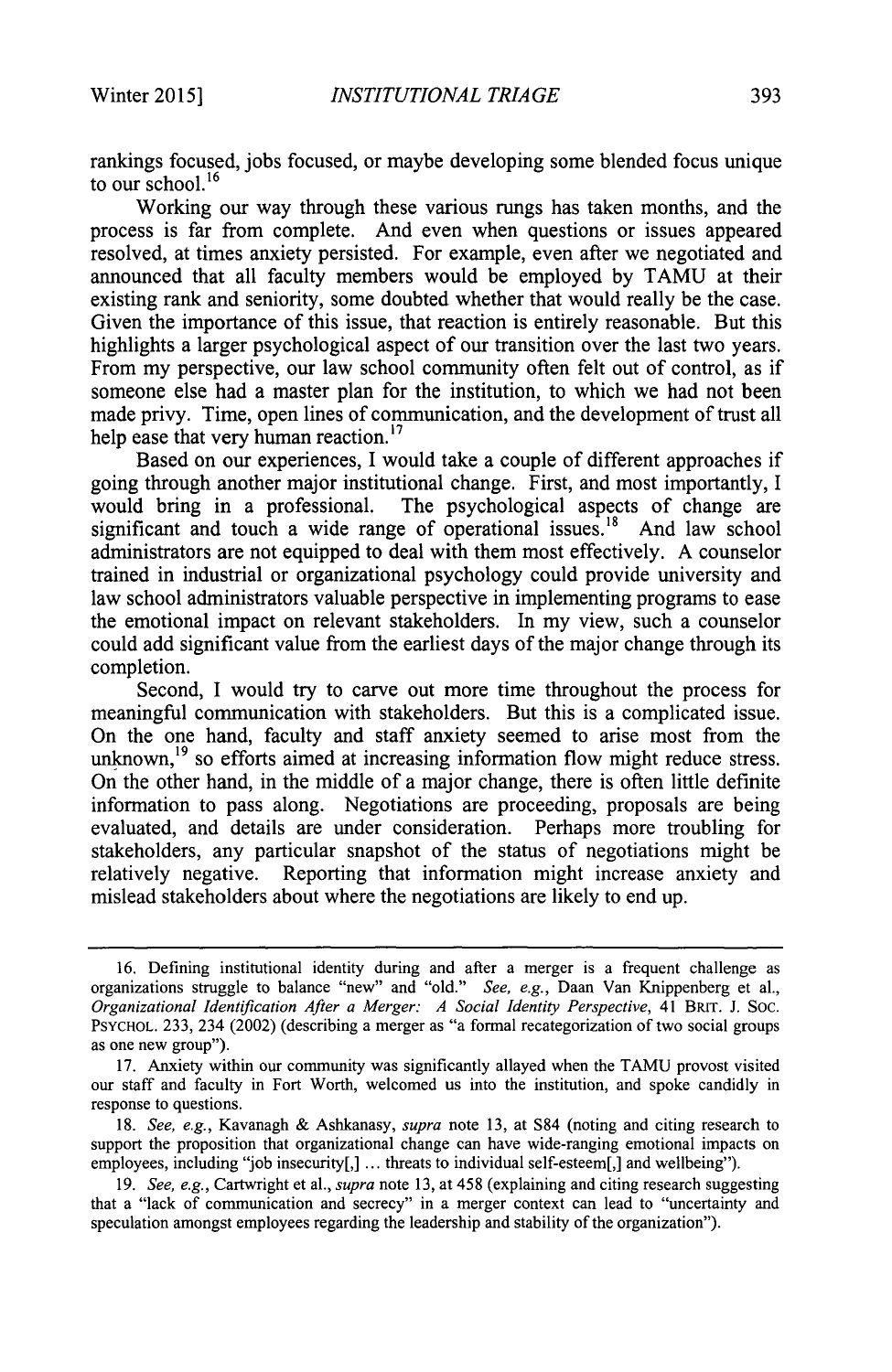rankings focused, jobs focused, or maybe developing some blended focus unique to our school.[16]

Working our way through these various rungs has taken months, and the process is far from complete. And even when questions or issues appeared resolved, at times anxiety persisted. For example, even after we negotiated and announced that all faculty members would be employed by TAMU at their existing rank and seniority, some doubted whether that would really be the case. Given the importance of this issue, that reaction is entirely reasonable. But this highlights a larger psychological aspect of our transition over the last two years. From my perspective, our law school community often felt out of control, as if someone else had a master plan for the institution, to which we had not been made privy. Time, open lines of communication, and the development of trust all help ease that very human reaction.[17]

Based on our experiences, I would take a couple of different approaches if going through another major institutional change. First, and most importantly, I would bring in a professional. The psychological aspects of change are significant and touch a wide range of operational issues.[18] And law school administrators are not equipped to deal with them most effectively. A counselor trained in industrial or organizational psychology could provide university and law school administrators valuable perspective in implementing programs to ease the emotional impact on relevant stakeholders. In my view, such a counselor could add significant value from the earliest days of the major change through its completion.

Second, I would try to carve out more time throughout the process for meaningful communication with stakeholders. But this is a complicated issue. On the one hand, faculty and staff anxiety seemed to arise most from the unknown,[19] so efforts aimed at increasing information flow might reduce stress. On the other hand, in the middle of a major change, there is often little definite information to pass along. Negotiations are proceeding, proposals are being evaluated, and details are under consideration. Perhaps more troubling for stakeholders, any particular snapshot of the status of negotiations might be relatively negative. Reporting that information might increase anxiety and mislead stakeholders about where the negotiations are likely to end up.

---

16. Defining institutional identity during and after a merger is a frequent challenge as organizations struggle to balance "new" and "old." *See, e.g.*, Daan Van Knippenberg et al., *Organizational Identification After a Merger: A Social Identity Perspective*, 41 BRIT. J. SOC. PSYCHOL. 233, 234 (2002) (describing a merger as "a formal recategorization of two social groups as one new group").

17. Anxiety within our community was significantly allayed when the TAMU provost visited our staff and faculty in Fort Worth, welcomed us into the institution, and spoke candidly in response to questions.

18. *See, e.g.*, Kavanagh & Ashkanasy, *supra* note 13, at S84 (noting and citing research to support the proposition that organizational change can have wide-ranging emotional impacts on employees, including "job insecurity[,] ... threats to individual self-esteem[,] and wellbeing").

19. *See, e.g.*, Cartwright et al., *supra* note 13, at 458 (explaining and citing research suggesting that a "lack of communication and secrecy" in a merger context can lead to "uncertainty and speculation amongst employees regarding the leadership and stability of the organization").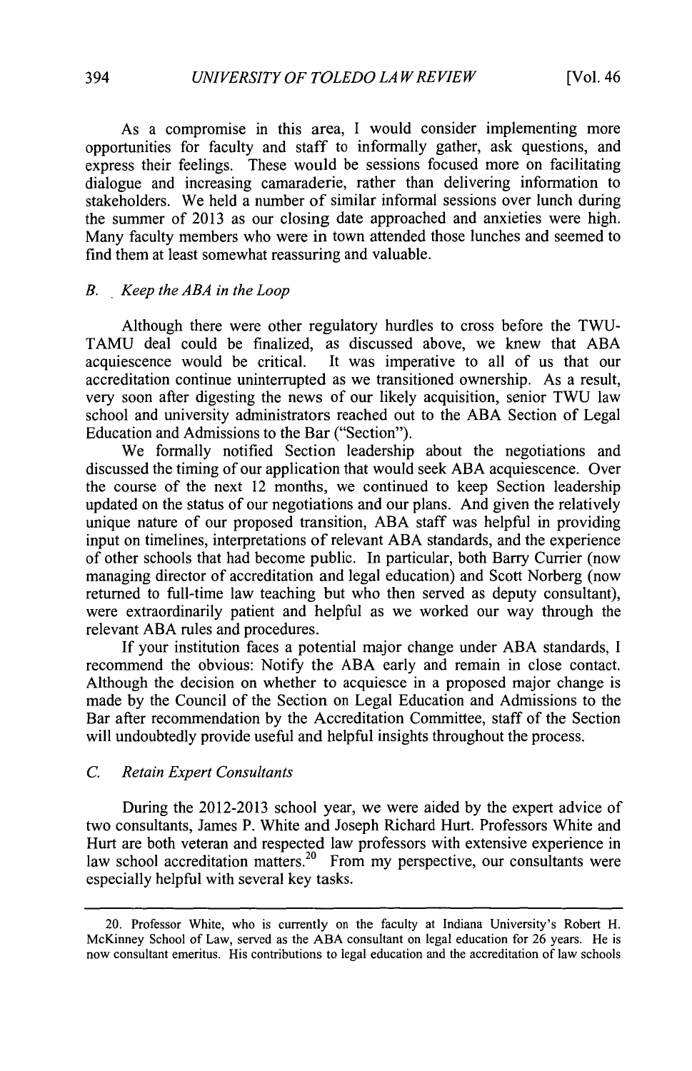As a compromise in this area, I would consider implementing more opportunities for faculty and staff to informally gather, ask questions, and express their feelings. These would be sessions focused more on facilitating dialogue and increasing camaraderie, rather than delivering information to stakeholders. We held a number of similar informal sessions over lunch during the summer of 2013 as our closing date approached and anxieties were high. Many faculty members who were in town attended those lunches and seemed to find them at least somewhat reassuring and valuable.

### *B. Keep the ABA in the Loop*

Although there were other regulatory hurdles to cross before the TWU-TAMU deal could be finalized, as discussed above, we knew that ABA acquiescence would be critical. It was imperative to all of us that our accreditation continue uninterrupted as we transitioned ownership. As a result, very soon after digesting the news of our likely acquisition, senior TWU law school and university administrators reached out to the ABA Section of Legal Education and Admissions to the Bar ("Section").

We formally notified Section leadership about the negotiations and discussed the timing of our application that would seek ABA acquiescence. Over the course of the next 12 months, we continued to keep Section leadership updated on the status of our negotiations and our plans. And given the relatively unique nature of our proposed transition, ABA staff was helpful in providing input on timelines, interpretations of relevant ABA standards, and the experience of other schools that had become public. In particular, both Barry Currier (now managing director of accreditation and legal education) and Scott Norberg (now returned to full-time law teaching but who then served as deputy consultant), were extraordinarily patient and helpful as we worked our way through the relevant ABA rules and procedures.

If your institution faces a potential major change under ABA standards, I recommend the obvious: Notify the ABA early and remain in close contact. Although the decision on whether to acquiesce in a proposed major change is made by the Council of the Section on Legal Education and Admissions to the Bar after recommendation by the Accreditation Committee, staff of the Section will undoubtedly provide useful and helpful insights throughout the process.

### *C. Retain Expert Consultants*

During the 2012-2013 school year, we were aided by the expert advice of two consultants, James P. White and Joseph Richard Hurt. Professors White and Hurt are both veteran and respected law professors with extensive experience in law school accreditation matters.[20] From my perspective, our consultants were especially helpful with several key tasks.

---

20. Professor White, who is currently on the faculty at Indiana University's Robert H. McKinney School of Law, served as the ABA consultant on legal education for 26 years. He is now consultant emeritus. His contributions to legal education and the accreditation of law schools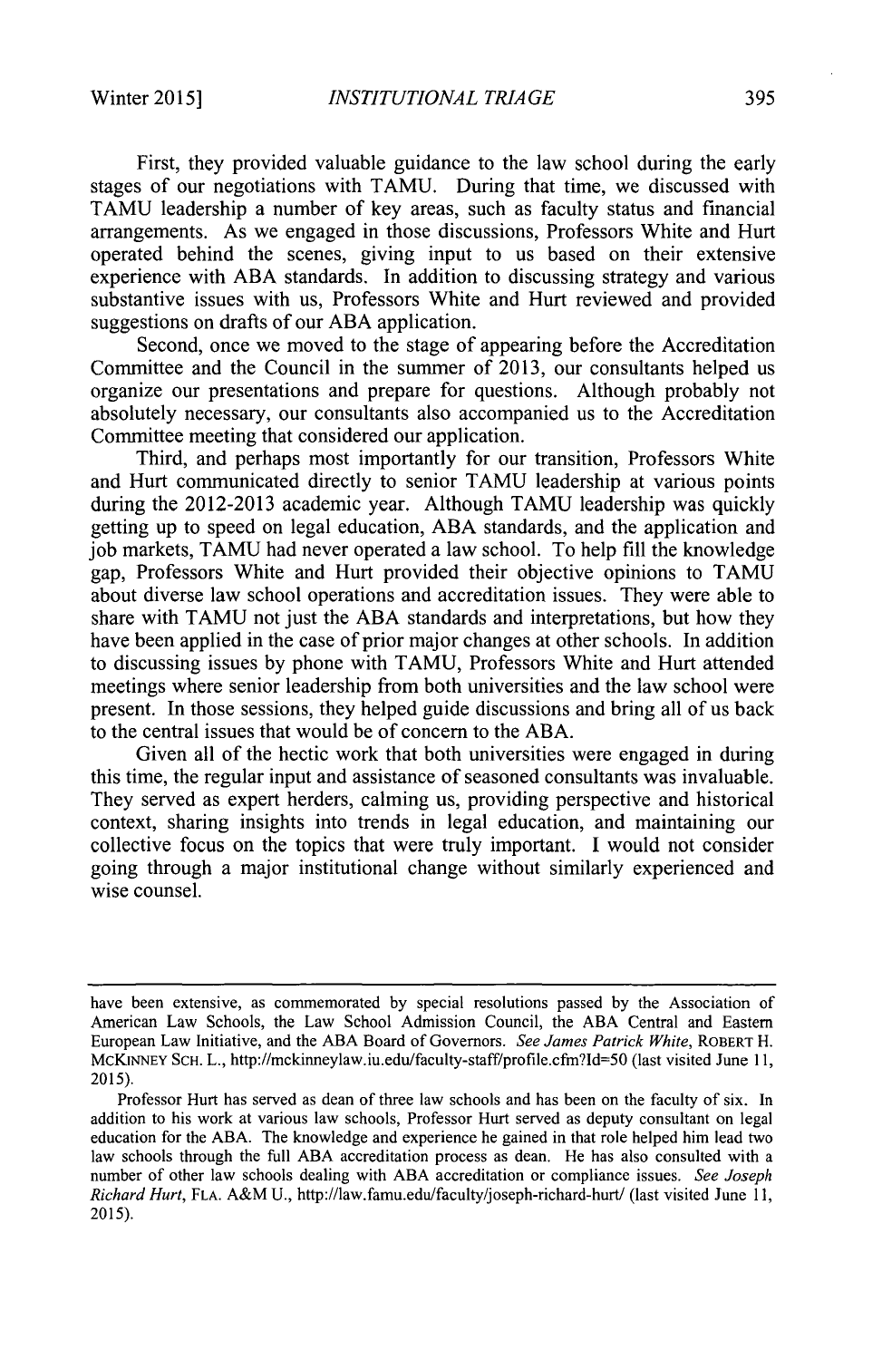First, they provided valuable guidance to the law school during the early stages of our negotiations with TAMU. During that time, we discussed with TAMU leadership a number of key areas, such as faculty status and financial arrangements. As we engaged in those discussions, Professors White and Hurt operated behind the scenes, giving input to us based on their extensive experience with ABA standards. In addition to discussing strategy and various substantive issues with us, Professors White and Hurt reviewed and provided suggestions on drafts of our ABA application.

Second, once we moved to the stage of appearing before the Accreditation Committee and the Council in the summer of 2013, our consultants helped us organize our presentations and prepare for questions. Although probably not absolutely necessary, our consultants also accompanied us to the Accreditation Committee meeting that considered our application.

Third, and perhaps most importantly for our transition, Professors White and Hurt communicated directly to senior TAMU leadership at various points during the 2012-2013 academic year. Although TAMU leadership was quickly getting up to speed on legal education, ABA standards, and the application and job markets, TAMU had never operated a law school. To help fill the knowledge gap, Professors White and Hurt provided their objective opinions to TAMU about diverse law school operations and accreditation issues. They were able to share with TAMU not just the ABA standards and interpretations, but how they have been applied in the case of prior major changes at other schools. In addition to discussing issues by phone with TAMU, Professors White and Hurt attended meetings where senior leadership from both universities and the law school were present. In those sessions, they helped guide discussions and bring all of us back to the central issues that would be of concern to the ABA.

Given all of the hectic work that both universities were engaged in during this time, the regular input and assistance of seasoned consultants was invaluable. They served as expert herders, calming us, providing perspective and historical context, sharing insights into trends in legal education, and maintaining our collective focus on the topics that were truly important. I would not consider going through a major institutional change without similarly experienced and wise counsel.

---

have been extensive, as commemorated by special resolutions passed by the Association of American Law Schools, the Law School Admission Council, the ABA Central and Eastern European Law Initiative, and the ABA Board of Governors. *See James Patrick White*, ROBERT H. MCKINNEY SCH. L., http://mckinneylaw.iu.edu/faculty-staff/profile.cfm?Id=50 (last visited June 11, 2015).

Professor Hurt has served as dean of three law schools and has been on the faculty of six. In addition to his work at various law schools, Professor Hurt served as deputy consultant on legal education for the ABA. The knowledge and experience he gained in that role helped him lead two law schools through the full ABA accreditation process as dean. He has also consulted with a number of other law schools dealing with ABA accreditation or compliance issues. *See Joseph Richard Hurt*, FLA. A&M U., http://law.famu.edu/faculty/joseph-richard-hurt/ (last visited June 11, 2015).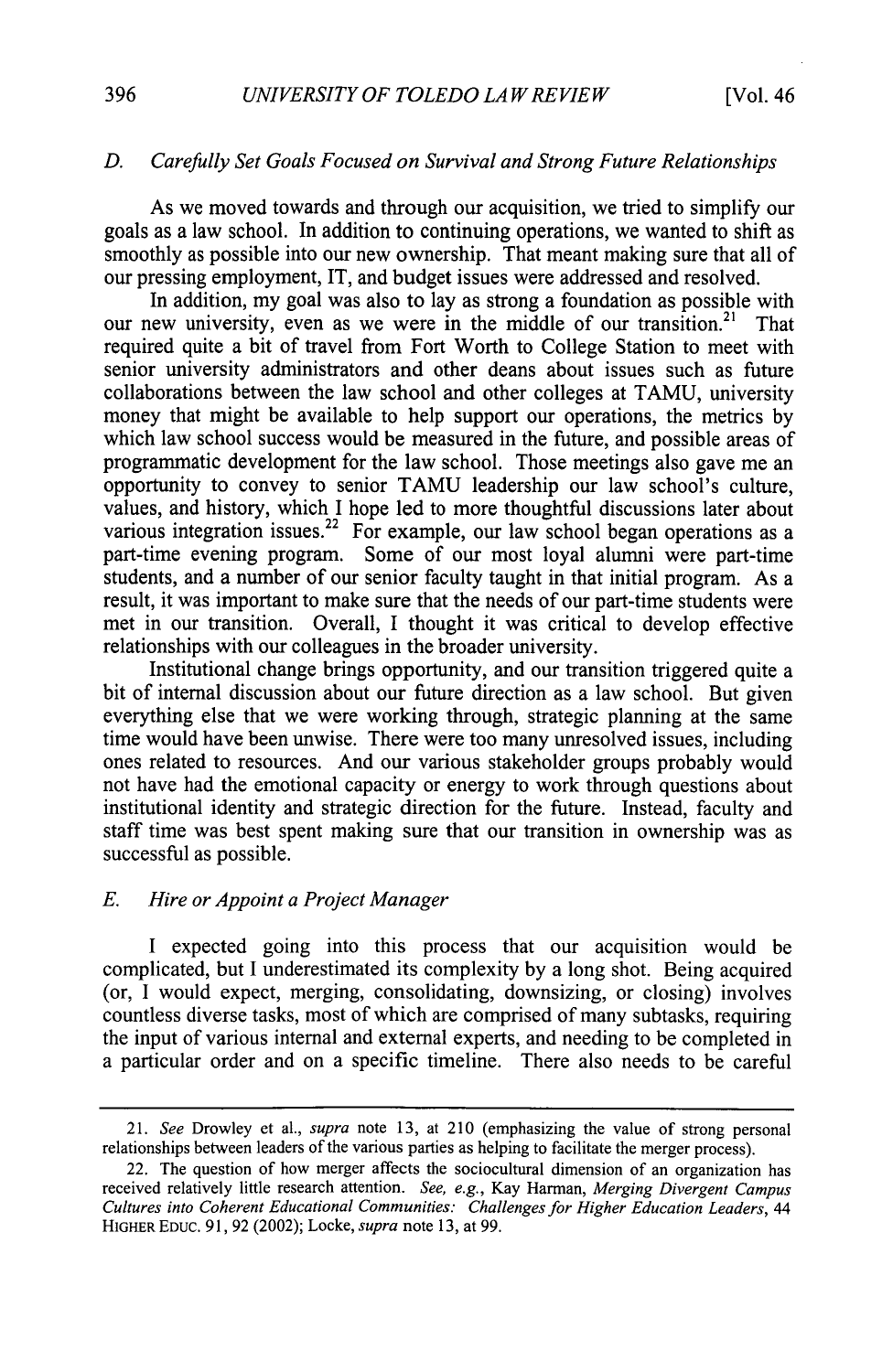### D. *Carefully Set Goals Focused on Survival and Strong Future Relationships*

As we moved towards and through our acquisition, we tried to simplify our goals as a law school. In addition to continuing operations, we wanted to shift as smoothly as possible into our new ownership. That meant making sure that all of our pressing employment, IT, and budget issues were addressed and resolved.

In addition, my goal was also to lay as strong a foundation as possible with our new university, even as we were in the middle of our transition.[21] That required quite a bit of travel from Fort Worth to College Station to meet with senior university administrators and other deans about issues such as future collaborations between the law school and other colleges at TAMU, university money that might be available to help support our operations, the metrics by which law school success would be measured in the future, and possible areas of programmatic development for the law school. Those meetings also gave me an opportunity to convey to senior TAMU leadership our law school's culture, values, and history, which I hope led to more thoughtful discussions later about various integration issues.[22] For example, our law school began operations as a part-time evening program. Some of our most loyal alumni were part-time students, and a number of our senior faculty taught in that initial program. As a result, it was important to make sure that the needs of our part-time students were met in our transition. Overall, I thought it was critical to develop effective relationships with our colleagues in the broader university.

Institutional change brings opportunity, and our transition triggered quite a bit of internal discussion about our future direction as a law school. But given everything else that we were working through, strategic planning at the same time would have been unwise. There were too many unresolved issues, including ones related to resources. And our various stakeholder groups probably would not have had the emotional capacity or energy to work through questions about institutional identity and strategic direction for the future. Instead, faculty and staff time was best spent making sure that our transition in ownership was as successful as possible.

### E. *Hire or Appoint a Project Manager*

I expected going into this process that our acquisition would be complicated, but I underestimated its complexity by a long shot. Being acquired (or, I would expect, merging, consolidating, downsizing, or closing) involves countless diverse tasks, most of which are comprised of many subtasks, requiring the input of various internal and external experts, and needing to be completed in a particular order and on a specific timeline. There also needs to be careful

---

21. *See* Drowley et al., *supra* note 13, at 210 (emphasizing the value of strong personal relationships between leaders of the various parties as helping to facilitate the merger process).

22. The question of how merger affects the sociocultural dimension of an organization has received relatively little research attention. *See, e.g.*, Kay Harman, *Merging Divergent Campus Cultures into Coherent Educational Communities: Challenges for Higher Education Leaders*, 44 HIGHER EDUC. 91, 92 (2002); Locke, *supra* note 13, at 99.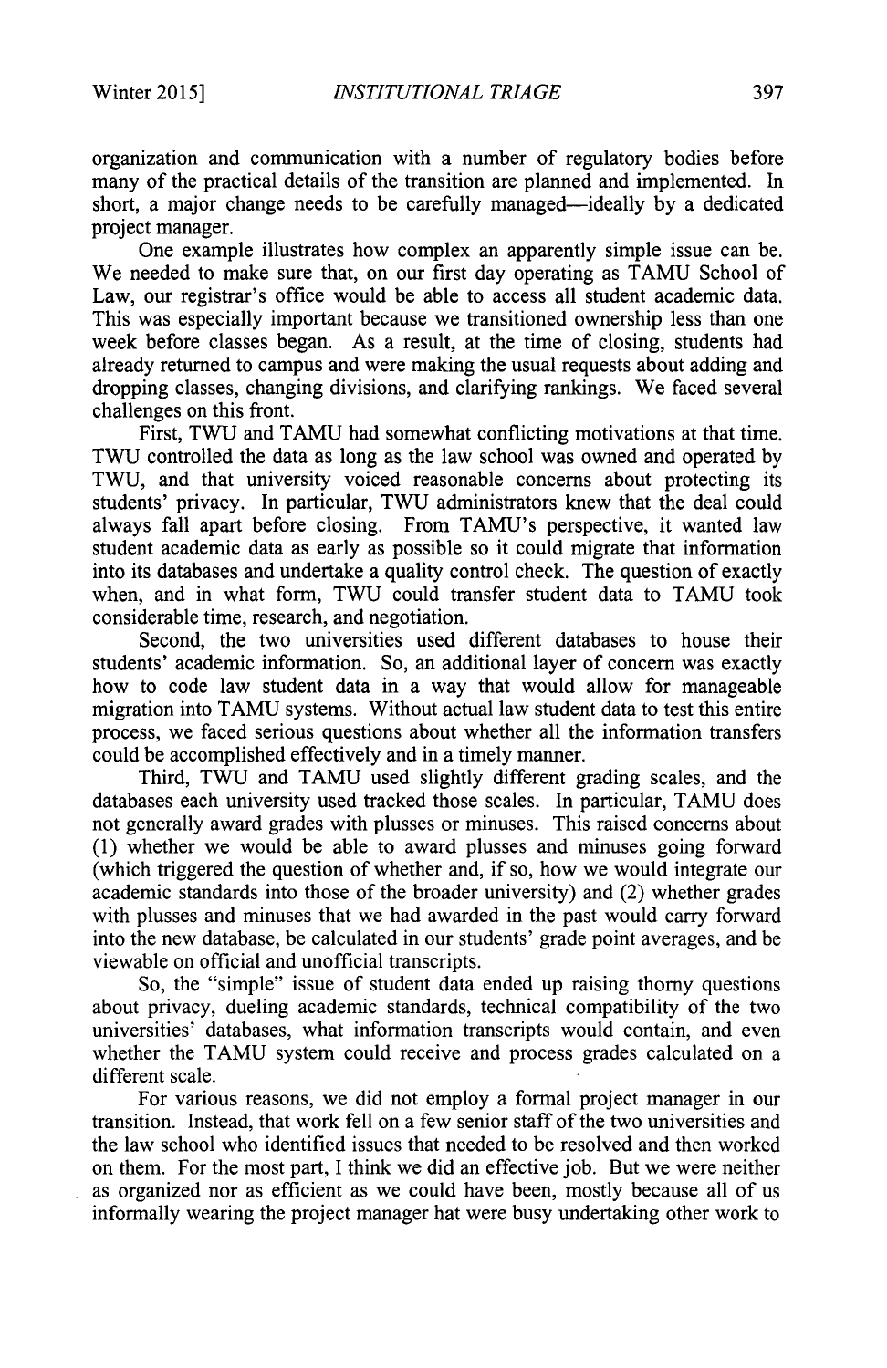organization and communication with a number of regulatory bodies before many of the practical details of the transition are planned and implemented. In short, a major change needs to be carefully managed—ideally by a dedicated project manager.

One example illustrates how complex an apparently simple issue can be. We needed to make sure that, on our first day operating as TAMU School of Law, our registrar's office would be able to access all student academic data. This was especially important because we transitioned ownership less than one week before classes began. As a result, at the time of closing, students had already returned to campus and were making the usual requests about adding and dropping classes, changing divisions, and clarifying rankings. We faced several challenges on this front.

First, TWU and TAMU had somewhat conflicting motivations at that time. TWU controlled the data as long as the law school was owned and operated by TWU, and that university voiced reasonable concerns about protecting its students' privacy. In particular, TWU administrators knew that the deal could always fall apart before closing. From TAMU's perspective, it wanted law student academic data as early as possible so it could migrate that information into its databases and undertake a quality control check. The question of exactly when, and in what form, TWU could transfer student data to TAMU took considerable time, research, and negotiation.

Second, the two universities used different databases to house their students' academic information. So, an additional layer of concern was exactly how to code law student data in a way that would allow for manageable migration into TAMU systems. Without actual law student data to test this entire process, we faced serious questions about whether all the information transfers could be accomplished effectively and in a timely manner.

Third, TWU and TAMU used slightly different grading scales, and the databases each university used tracked those scales. In particular, TAMU does not generally award grades with plusses or minuses. This raised concerns about (1) whether we would be able to award plusses and minuses going forward (which triggered the question of whether and, if so, how we would integrate our academic standards into those of the broader university) and (2) whether grades with plusses and minuses that we had awarded in the past would carry forward into the new database, be calculated in our students' grade point averages, and be viewable on official and unofficial transcripts.

So, the "simple" issue of student data ended up raising thorny questions about privacy, dueling academic standards, technical compatibility of the two universities' databases, what information transcripts would contain, and even whether the TAMU system could receive and process grades calculated on a different scale.

For various reasons, we did not employ a formal project manager in our transition. Instead, that work fell on a few senior staff of the two universities and the law school who identified issues that needed to be resolved and then worked on them. For the most part, I think we did an effective job. But we were neither as organized nor as efficient as we could have been, mostly because all of us informally wearing the project manager hat were busy undertaking other work to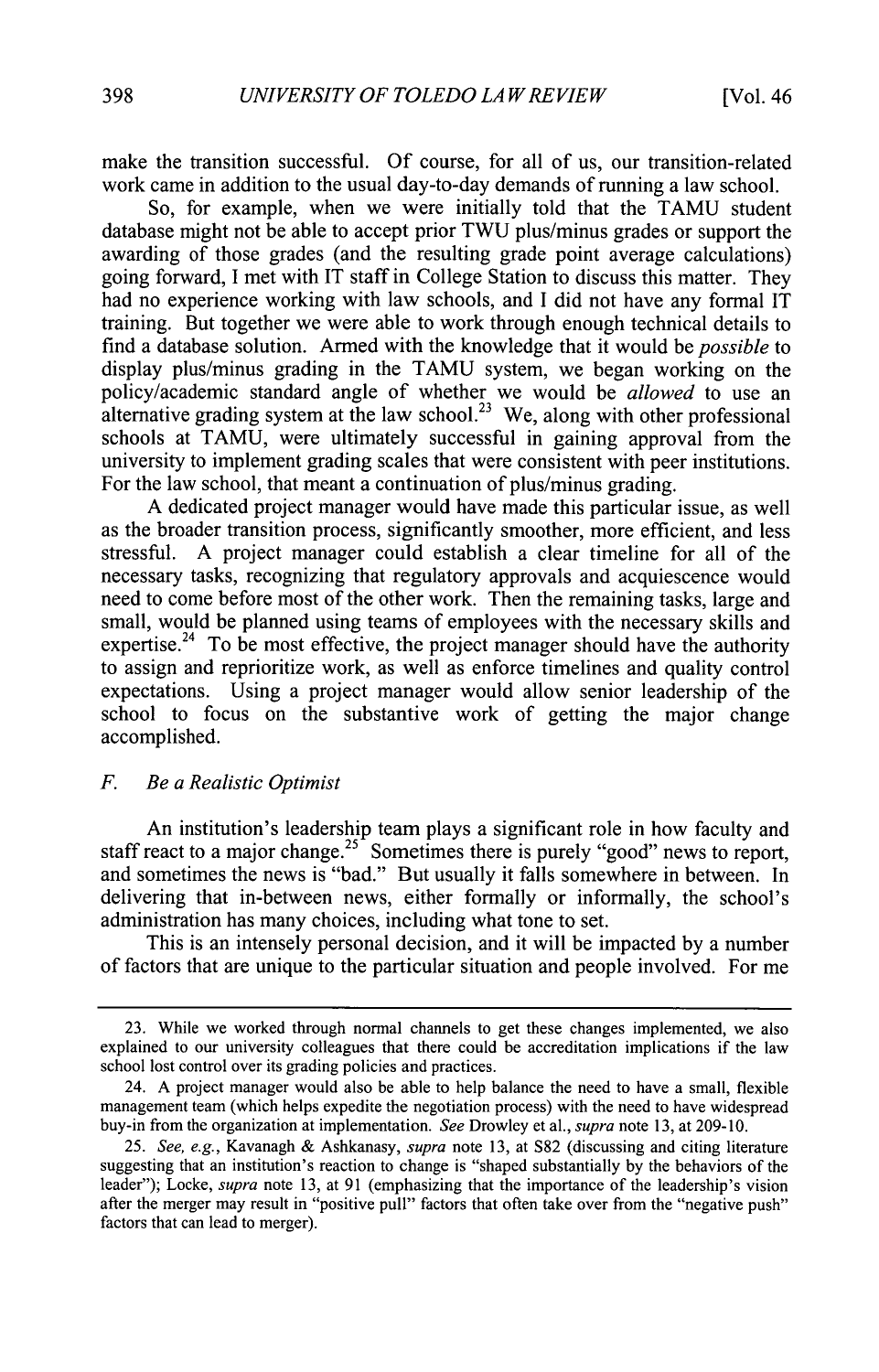make the transition successful. Of course, for all of us, our transition-related work came in addition to the usual day-to-day demands of running a law school.

So, for example, when we were initially told that the TAMU student database might not be able to accept prior TWU plus/minus grades or support the awarding of those grades (and the resulting grade point average calculations) going forward, I met with IT staff in College Station to discuss this matter. They had no experience working with law schools, and I did not have any formal IT training. But together we were able to work through enough technical details to find a database solution. Armed with the knowledge that it would be *possible* to display plus/minus grading in the TAMU system, we began working on the policy/academic standard angle of whether we would be *allowed* to use an alternative grading system at the law school.[23] We, along with other professional schools at TAMU, were ultimately successful in gaining approval from the university to implement grading scales that were consistent with peer institutions. For the law school, that meant a continuation of plus/minus grading.

A dedicated project manager would have made this particular issue, as well as the broader transition process, significantly smoother, more efficient, and less stressful. A project manager could establish a clear timeline for all of the necessary tasks, recognizing that regulatory approvals and acquiescence would need to come before most of the other work. Then the remaining tasks, large and small, would be planned using teams of employees with the necessary skills and expertise.[24] To be most effective, the project manager should have the authority to assign and reprioritize work, as well as enforce timelines and quality control expectations. Using a project manager would allow senior leadership of the school to focus on the substantive work of getting the major change accomplished.

### *F. Be a Realistic Optimist*

An institution's leadership team plays a significant role in how faculty and staff react to a major change.[25] Sometimes there is purely "good" news to report, and sometimes the news is "bad." But usually it falls somewhere in between. In delivering that in-between news, either formally or informally, the school's administration has many choices, including what tone to set.

This is an intensely personal decision, and it will be impacted by a number of factors that are unique to the particular situation and people involved. For me

---

23. While we worked through normal channels to get these changes implemented, we also explained to our university colleagues that there could be accreditation implications if the law school lost control over its grading policies and practices.

24. A project manager would also be able to help balance the need to have a small, flexible management team (which helps expedite the negotiation process) with the need to have widespread buy-in from the organization at implementation. *See* Drowley et al., *supra* note 13, at 209-10.

25. *See, e.g.*, Kavanagh & Ashkanasy, *supra* note 13, at S82 (discussing and citing literature suggesting that an institution's reaction to change is "shaped substantially by the behaviors of the leader"); Locke, *supra* note 13, at 91 (emphasizing that the importance of the leadership's vision after the merger may result in "positive pull" factors that often take over from the "negative push" factors that can lead to merger).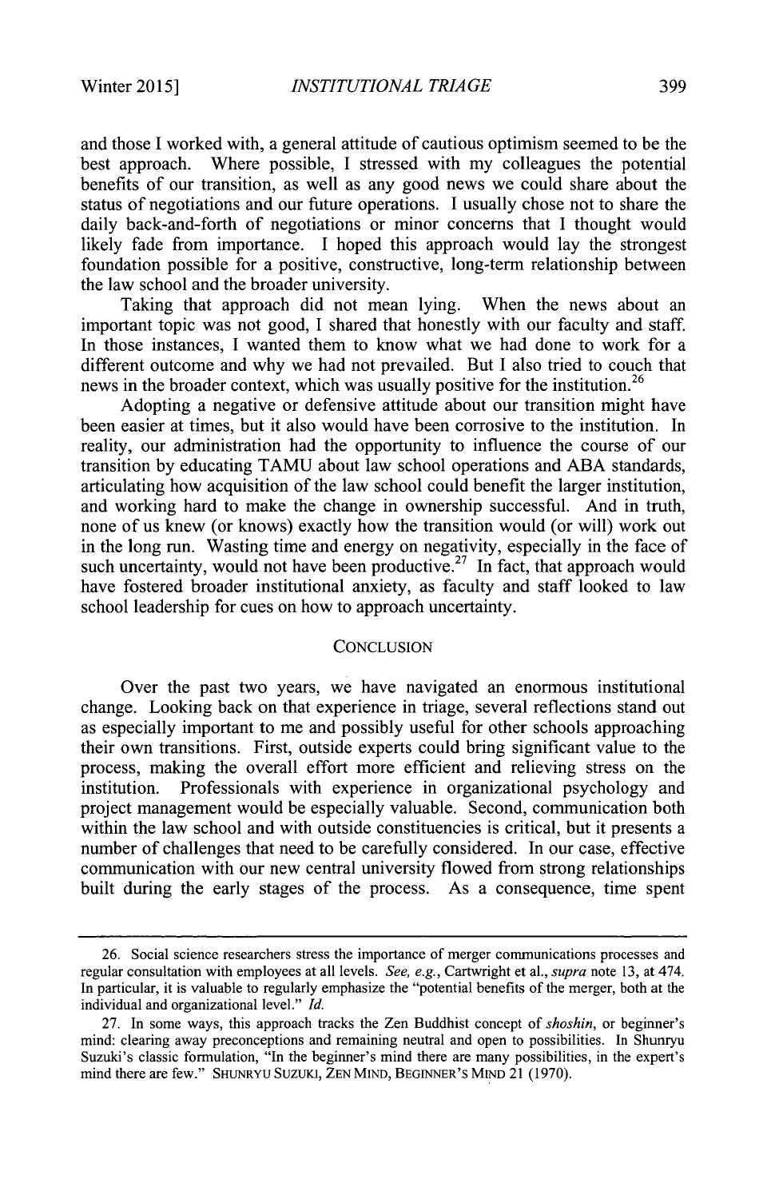and those I worked with, a general attitude of cautious optimism seemed to be the best approach. Where possible, I stressed with my colleagues the potential benefits of our transition, as well as any good news we could share about the status of negotiations and our future operations. I usually chose not to share the daily back-and-forth of negotiations or minor concerns that I thought would likely fade from importance. I hoped this approach would lay the strongest foundation possible for a positive, constructive, long-term relationship between the law school and the broader university.

Taking that approach did not mean lying. When the news about an important topic was not good, I shared that honestly with our faculty and staff. In those instances, I wanted them to know what we had done to work for a different outcome and why we had not prevailed. But I also tried to couch that news in the broader context, which was usually positive for the institution.[26]

Adopting a negative or defensive attitude about our transition might have been easier at times, but it also would have been corrosive to the institution. In reality, our administration had the opportunity to influence the course of our transition by educating TAMU about law school operations and ABA standards, articulating how acquisition of the law school could benefit the larger institution, and working hard to make the change in ownership successful. And in truth, none of us knew (or knows) exactly how the transition would (or will) work out in the long run. Wasting time and energy on negativity, especially in the face of such uncertainty, would not have been productive.[27] In fact, that approach would have fostered broader institutional anxiety, as faculty and staff looked to law school leadership for cues on how to approach uncertainty.

## CONCLUSION

Over the past two years, we have navigated an enormous institutional change. Looking back on that experience in triage, several reflections stand out as especially important to me and possibly useful for other schools approaching their own transitions. First, outside experts could bring significant value to the process, making the overall effort more efficient and relieving stress on the institution. Professionals with experience in organizational psychology and project management would be especially valuable. Second, communication both within the law school and with outside constituencies is critical, but it presents a number of challenges that need to be carefully considered. In our case, effective communication with our new central university flowed from strong relationships built during the early stages of the process. As a consequence, time spent

---

26. Social science researchers stress the importance of merger communications processes and regular consultation with employees at all levels. *See, e.g.*, Cartwright et al., *supra* note 13, at 474. In particular, it is valuable to regularly emphasize the "potential benefits of the merger, both at the individual and organizational level." *Id.*

27. In some ways, this approach tracks the Zen Buddhist concept of *shoshin*, or beginner's mind: clearing away preconceptions and remaining neutral and open to possibilities. In Shunryu Suzuki's classic formulation, "In the beginner's mind there are many possibilities, in the expert's mind there are few." SHUNRYU SUZUKI, ZEN MIND, BEGINNER'S MIND 21 (1970).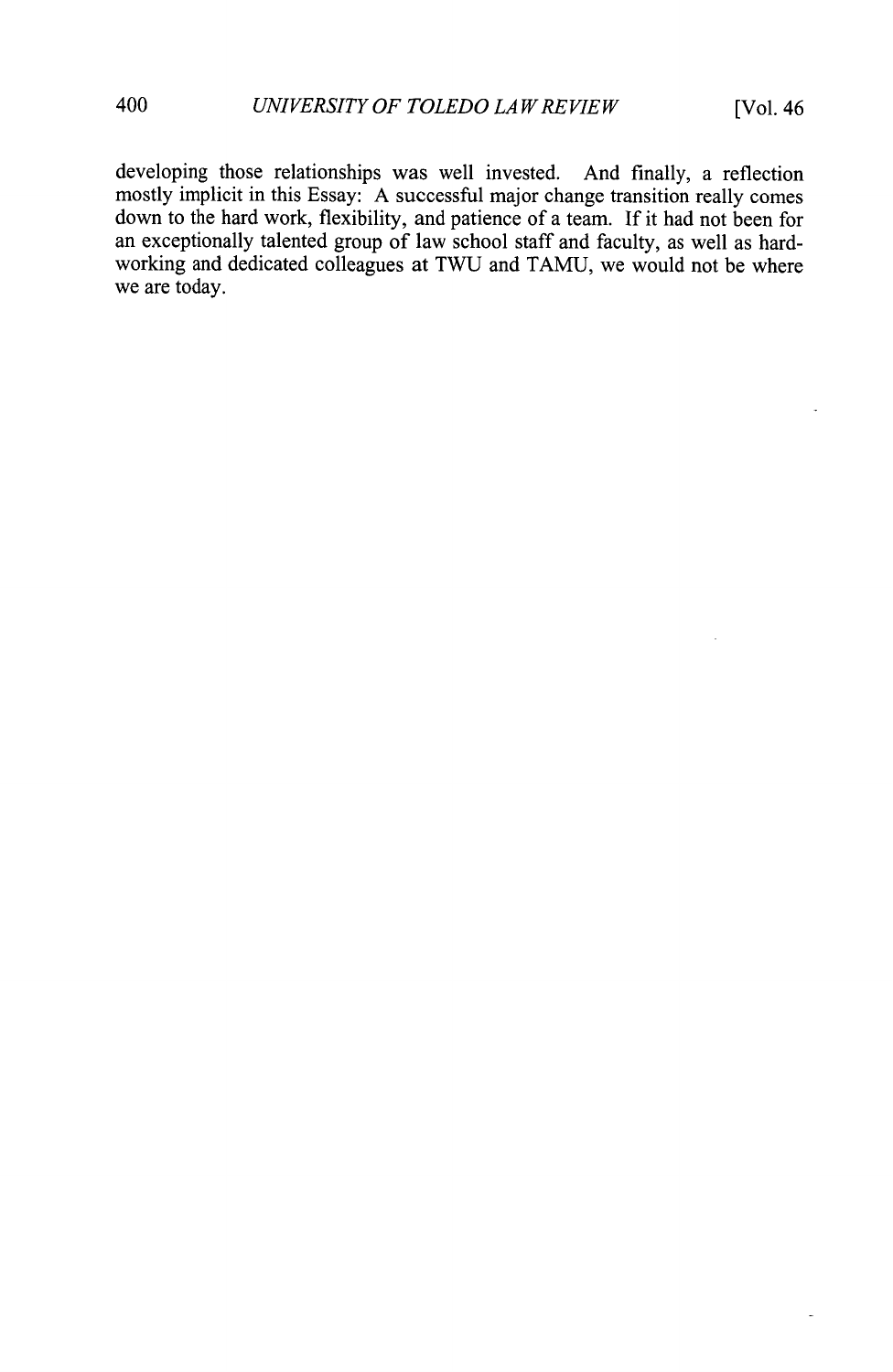developing those relationships was well invested. And finally, a reflection mostly implicit in this Essay: A successful major change transition really comes down to the hard work, flexibility, and patience of a team. If it had not been for an exceptionally talented group of law school staff and faculty, as well as hard-working and dedicated colleagues at TWU and TAMU, we would not be where we are today.